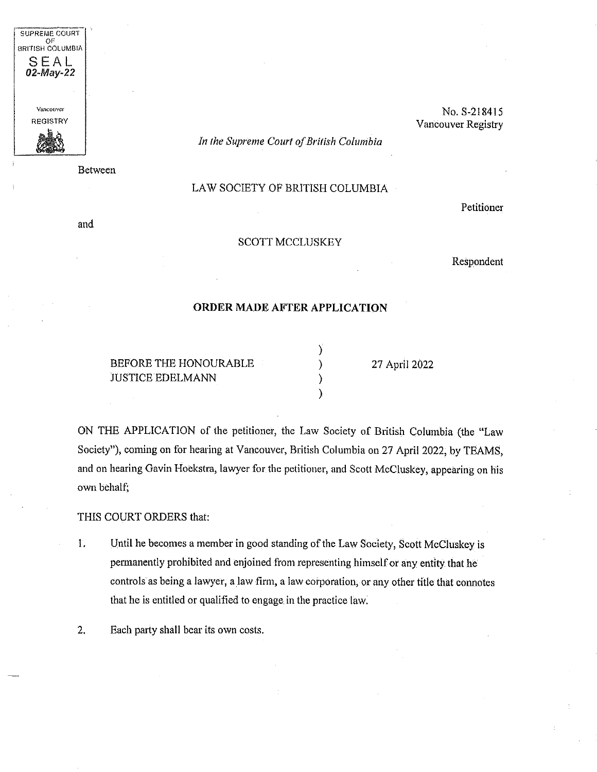SUPREME COURT OF BRITISH COLUMBIA
SEAL
02-May-22
Vancouver REGISTRY

No. S-218415
Vancouver Registry

*In the Supreme Court of British Columbia*

Between

LAW SOCIETY OF BRITISH COLUMBIA

Petitioner

and

SCOTT MCCLUSKEY

Respondent

**ORDER MADE AFTER APPLICATION**

| | | |
|---|---|---|
| BEFORE THE HONOURABLE JUSTICE EDELMANN | ) | 27 April 2022 |

ON THE APPLICATION of the petitioner, the Law Society of British Columbia (the "Law Society"), coming on for hearing at Vancouver, British Columbia on 27 April 2022, by TEAMS, and on hearing Gavin Hoekstra, lawyer for the petitioner, and Scott McCluskey, appearing on his own behalf;

THIS COURT ORDERS that:

1. Until he becomes a member in good standing of the Law Society, Scott McCluskey is permanently prohibited and enjoined from representing himself or any entity that he controls as being a lawyer, a law firm, a law corporation, or any other title that connotes that he is entitled or qualified to engage in the practice law.

2. Each party shall bear its own costs.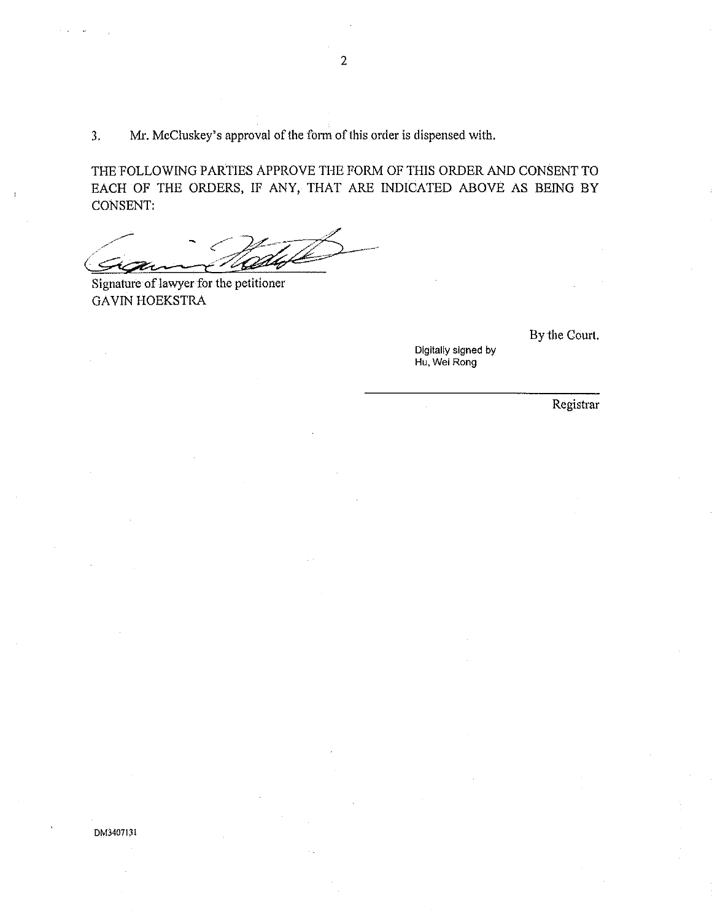3. Mr. McCluskey's approval of the form of this order is dispensed with.

THE FOLLOWING PARTIES APPROVE THE FORM OF THIS ORDER AND CONSENT TO EACH OF THE ORDERS, IF ANY, THAT ARE INDICATED ABOVE AS BEING BY CONSENT:

Signature of lawyer for the petitioner
GAVIN HOEKSTRA

By the Court.

Digitally signed by
Hu, Wei Rong

Registrar

DM3407131